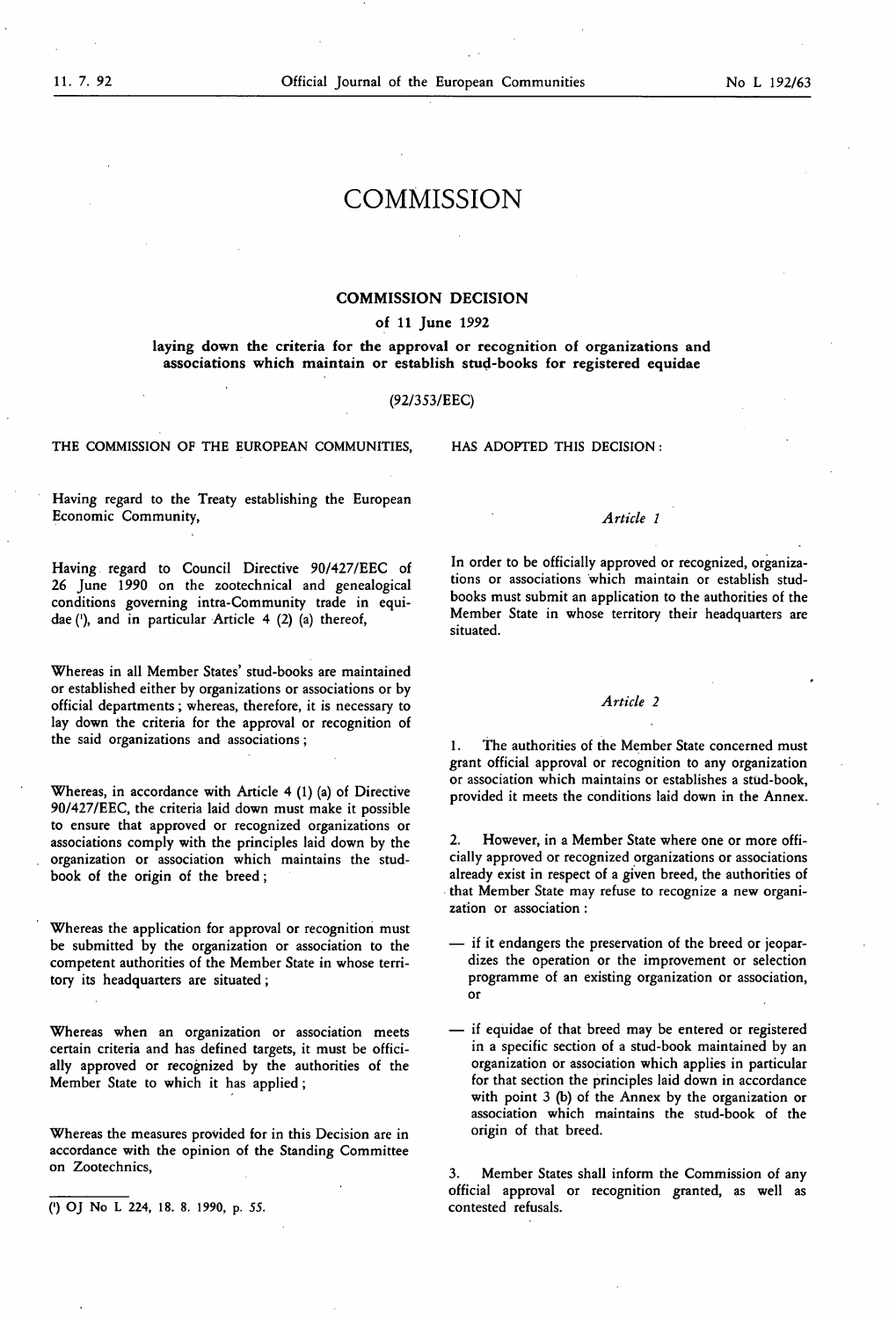# COMMISSION

## COMMISSION DECISION

### of 11 June 1992

### laying down the criteria for the approval or recognition of organizations and associations which maintain or establish stud-books for registered equidae

### (92/353/EEC)

THE COMMISSION OF THE EUROPEAN COMMUNITIES,

Having regard to the Treaty establishing the European Economic Community,

Having regard to Council Directive 90/427/EEC of 26 June 1990 on the zootechnical and genealogical conditions governing intra-Community trade in equidae [1], and in particular Article 4 (2) (a) thereof,

Whereas in all Member States' stud-books are maintained or established either by organizations or associations or by official departments; whereas, therefore, it is necessary to lay down the criteria for the approval or recognition of the said organizations and associations;

Whereas, in accordance with Article 4 (1) (a) of Directive 90/427/EEC, the criteria laid down must make it possible to ensure that approved or recognized organizations or associations comply with the principles laid down by the organization or association which maintains the stud-book of the origin of the breed;

Whereas the application for approval or recognition must be submitted by the organization or association to the competent authorities of the Member State in whose territory its headquarters are situated;

Whereas when an organization or association meets certain criteria and has defined targets, it must be officially approved or recognized by the authorities of the Member State to which it has applied;

Whereas the measures provided for in this Decision are in accordance with the opinion of the Standing Committee on Zootechnics,

HAS ADOPTED THIS DECISION:

*Article 1*

In order to be officially approved or recognized, organizations or associations which maintain or establish stud-books must submit an application to the authorities of the Member State in whose territory their headquarters are situated.

*Article 2*

1. The authorities of the Member State concerned must grant official approval or recognition to any organization or association which maintains or establishes a stud-book, provided it meets the conditions laid down in the Annex.

2. However, in a Member State where one or more officially approved or recognized organizations or associations already exist in respect of a given breed, the authorities of that Member State may refuse to recognize a new organization or association:

— if it endangers the preservation of the breed or jeopardizes the operation or the improvement or selection programme of an existing organization or association, or

— if equidae of that breed may be entered or registered in a specific section of a stud-book maintained by an organization or association which applies in particular for that section the principles laid down in accordance with point 3 (b) of the Annex by the organization or association which maintains the stud-book of the origin of that breed.

3. Member States shall inform the Commission of any official approval or recognition granted, as well as contested refusals.

[1] OJ No L 224, 18. 8. 1990, p. 55.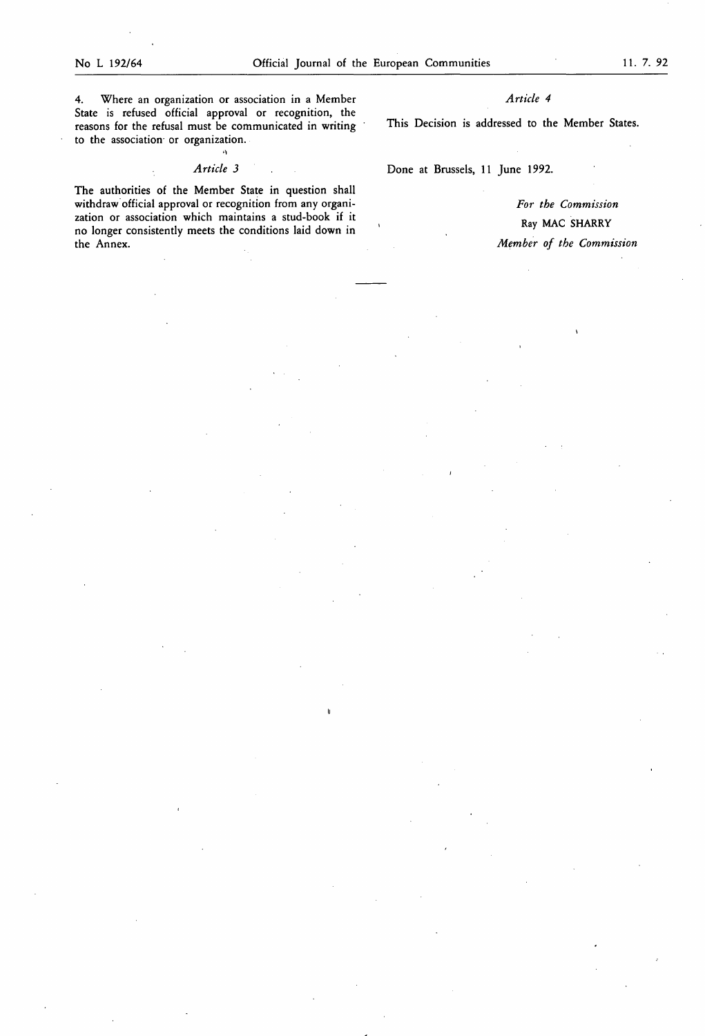4. Where an organization or association in a Member State is refused official approval or recognition, the reasons for the refusal must be communicated in writing to the association or organization.

*Article 3*

The authorities of the Member State in question shall withdraw official approval or recognition from any organization or association which maintains a stud-book if it no longer consistently meets the conditions laid down in the Annex.

*Article 4*

This Decision is addressed to the Member States.

Done at Brussels, 11 June 1992.

*For the Commission*

Ray MAC SHARRY

*Member of the Commission*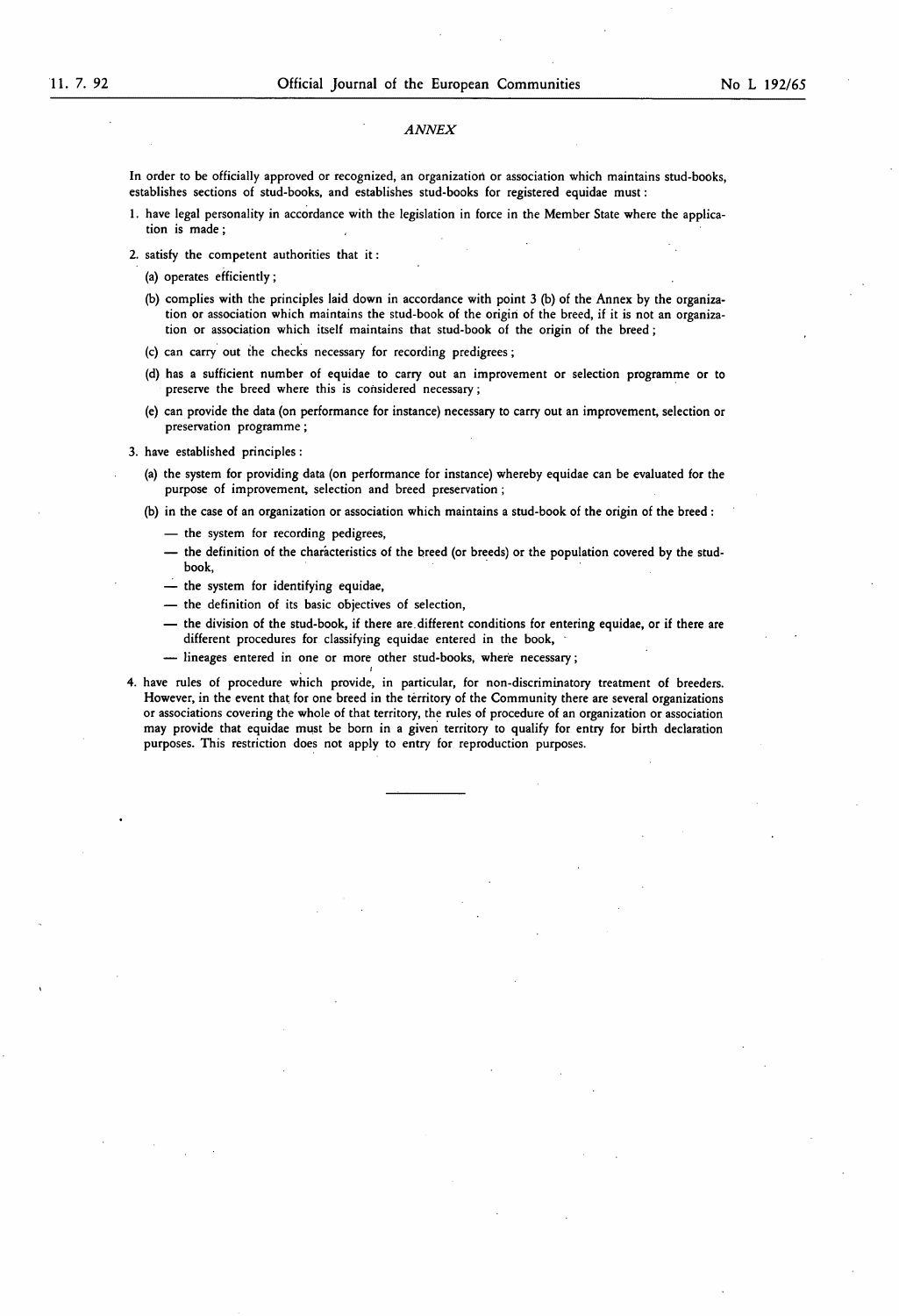*ANNEX*

In order to be officially approved or recognized, an organization or association which maintains stud-books, establishes sections of stud-books, and establishes stud-books for registered equidae must:

1. have legal personality in accordance with the legislation in force in the Member State where the application is made;

2. satisfy the competent authorities that it:

   (a) operates efficiently;

   (b) complies with the principles laid down in accordance with point 3 (b) of the Annex by the organization or association which maintains the stud-book of the origin of the breed, if it is not an organization or association which itself maintains that stud-book of the origin of the breed;

   (c) can carry out the checks necessary for recording predigrees;

   (d) has a sufficient number of equidae to carry out an improvement or selection programme or to preserve the breed where this is considered necessary;

   (e) can provide the data (on performance for instance) necessary to carry out an improvement, selection or preservation programme;

3. have established principles:

   (a) the system for providing data (on performance for instance) whereby equidae can be evaluated for the purpose of improvement, selection and breed preservation;

   (b) in the case of an organization or association which maintains a stud-book of the origin of the breed:

   — the system for recording pedigrees,

   — the definition of the characteristics of the breed (or breeds) or the population covered by the stud-book,

   — the system for identifying equidae,

   — the definition of its basic objectives of selection,

   — the division of the stud-book, if there are different conditions for entering equidae, or if there are different procedures for classifying equidae entered in the book,

   — lineages entered in one or more other stud-books, where necessary;

4. have rules of procedure which provide, in particular, for non-discriminatory treatment of breeders. However, in the event that for one breed in the territory of the Community there are several organizations or associations covering the whole of that territory, the rules of procedure of an organization or association may provide that equidae must be born in a given territory to qualify for entry for birth declaration purposes. This restriction does not apply to entry for reproduction purposes.